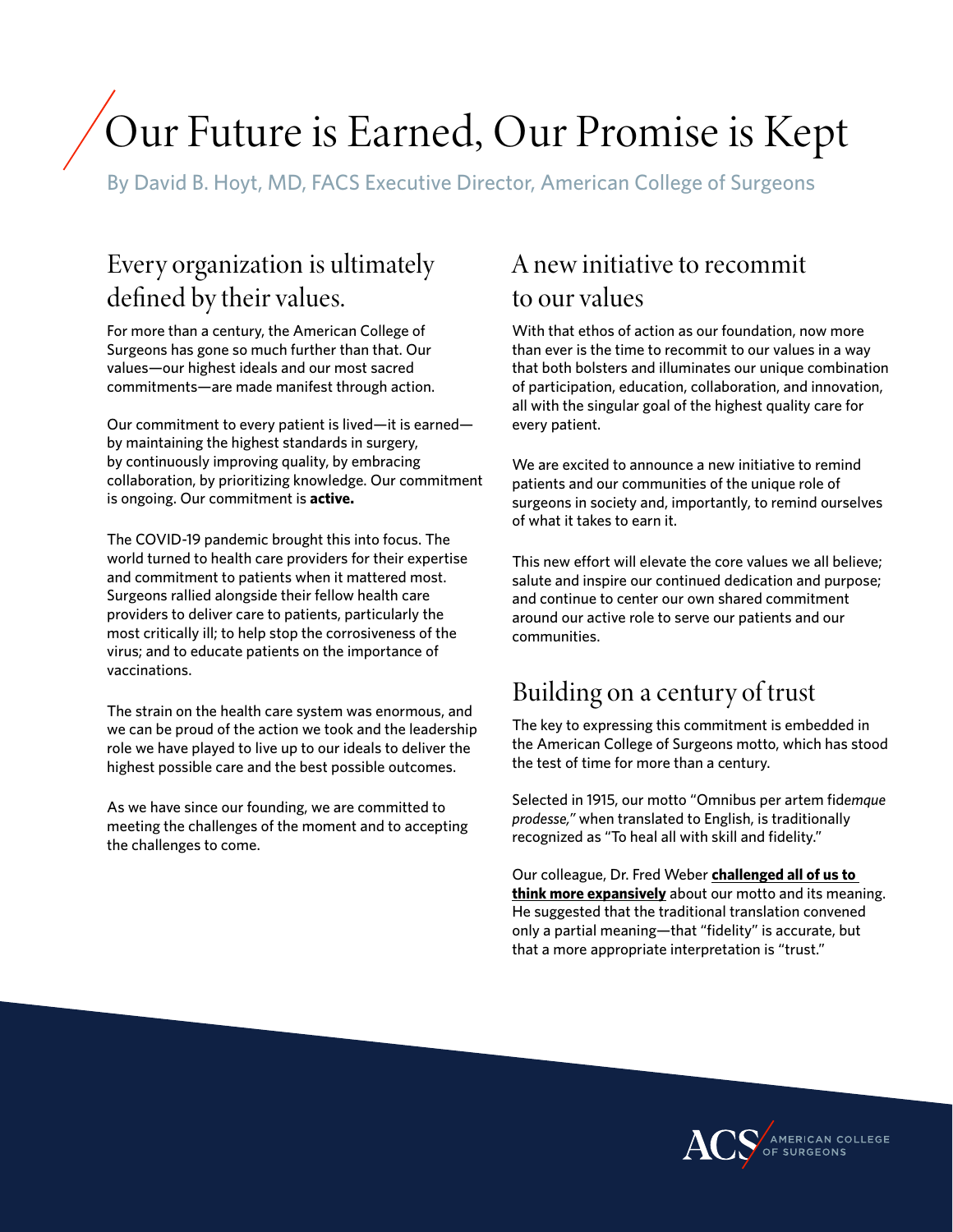# Our Future is Earned, Our Promise is Kept

By David B. Hoyt, MD, FACS Executive Director, American College of Surgeons

## Every organization is ultimately defined by their values.

For more than a century, the American College of Surgeons has gone so much further than that. Our values—our highest ideals and our most sacred commitments—are made manifest through action.

Our commitment to every patient is lived—it is earned—by maintaining the highest standards in surgery, by continuously improving quality, by embracing collaboration, by prioritizing knowledge. Our commitment is ongoing. Our commitment is **active.**

The COVID-19 pandemic brought this into focus. The world turned to health care providers for their expertise and commitment to patients when it mattered most. Surgeons rallied alongside their fellow health care providers to deliver care to patients, particularly the most critically ill; to help stop the corrosiveness of the virus; and to educate patients on the importance of vaccinations.

The strain on the health care system was enormous, and we can be proud of the action we took and the leadership role we have played to live up to our ideals to deliver the highest possible care and the best possible outcomes.

As we have since our founding, we are committed to meeting the challenges of the moment and to accepting the challenges to come.

## A new initiative to recommit to our values

With that ethos of action as our foundation, now more than ever is the time to recommit to our values in a way that both bolsters and illuminates our unique combination of participation, education, collaboration, and innovation, all with the singular goal of the highest quality care for every patient.

We are excited to announce a new initiative to remind patients and our communities of the unique role of surgeons in society and, importantly, to remind ourselves of what it takes to earn it.

This new effort will elevate the core values we all believe; salute and inspire our continued dedication and purpose; and continue to center our own shared commitment around our active role to serve our patients and our communities.

## Building on a century of trust

The key to expressing this commitment is embedded in the American College of Surgeons motto, which has stood the test of time for more than a century.

Selected in 1915, our motto "Omnibus per artem fid*emque prodesse,"* when translated to English, is traditionally recognized as "To heal all with skill and fidelity."

Our colleague, Dr. Fred Weber **challenged all of us to think more expansively** about our motto and its meaning. He suggested that the traditional translation convened only a partial meaning—that "fidelity" is accurate, but that a more appropriate interpretation is "trust."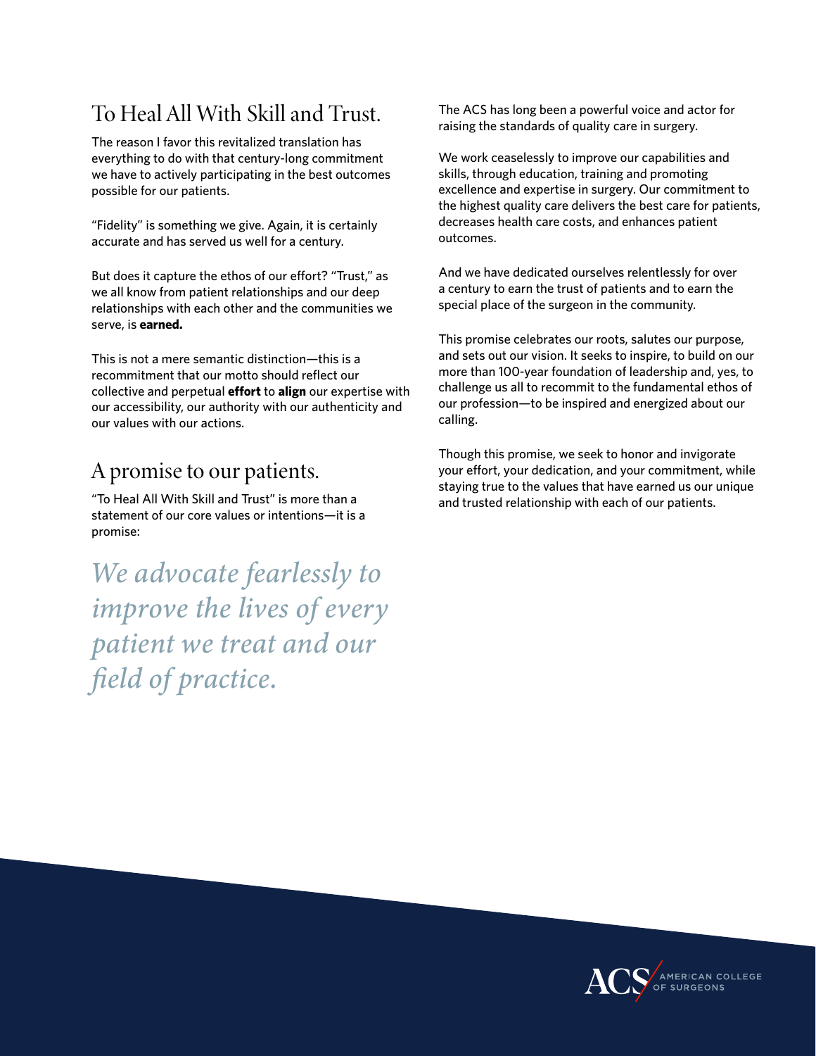## To Heal All With Skill and Trust.

The reason I favor this revitalized translation has everything to do with that century-long commitment we have to actively participating in the best outcomes possible for our patients.

"Fidelity" is something we give. Again, it is certainly accurate and has served us well for a century.

But does it capture the ethos of our effort? "Trust," as we all know from patient relationships and our deep relationships with each other and the communities we serve, is **earned.**

This is not a mere semantic distinction—this is a recommitment that our motto should reflect our collective and perpetual **effort** to **align** our expertise with our accessibility, our authority with our authenticity and our values with our actions.

## A promise to our patients.

"To Heal All With Skill and Trust" is more than a statement of our core values or intentions—it is a promise:

*We advocate fearlessly to improve the lives of every patient we treat and our field of practice.*

The ACS has long been a powerful voice and actor for raising the standards of quality care in surgery.

We work ceaselessly to improve our capabilities and skills, through education, training and promoting excellence and expertise in surgery. Our commitment to the highest quality care delivers the best care for patients, decreases health care costs, and enhances patient outcomes.

And we have dedicated ourselves relentlessly for over a century to earn the trust of patients and to earn the special place of the surgeon in the community.

This promise celebrates our roots, salutes our purpose, and sets out our vision. It seeks to inspire, to build on our more than 100-year foundation of leadership and, yes, to challenge us all to recommit to the fundamental ethos of our profession—to be inspired and energized about our calling.

Though this promise, we seek to honor and invigorate your effort, your dedication, and your commitment, while staying true to the values that have earned us our unique and trusted relationship with each of our patients.

ACS AMERICAN COLLEGE OF SURGEONS